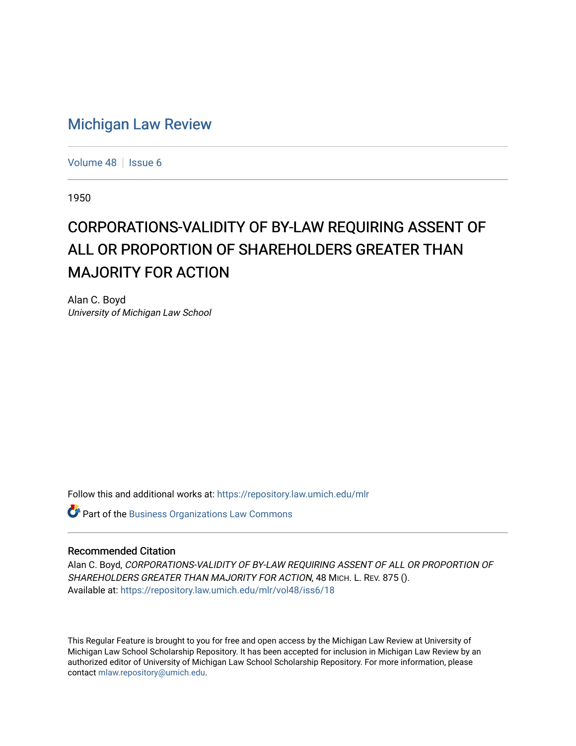# Michigan Law Review

Volume 48 | Issue 6

1950

## CORPORATIONS-VALIDITY OF BY-LAW REQUIRING ASSENT OF ALL OR PROPORTION OF SHAREHOLDERS GREATER THAN MAJORITY FOR ACTION

Alan C. Boyd
*University of Michigan Law School*

Follow this and additional works at: https://repository.law.umich.edu/mlr

Part of the Business Organizations Law Commons

### Recommended Citation

Alan C. Boyd, *CORPORATIONS-VALIDITY OF BY-LAW REQUIRING ASSENT OF ALL OR PROPORTION OF SHAREHOLDERS GREATER THAN MAJORITY FOR ACTION*, 48 MICH. L. REV. 875 ().
Available at: https://repository.law.umich.edu/mlr/vol48/iss6/18

This Regular Feature is brought to you for free and open access by the Michigan Law Review at University of Michigan Law School Scholarship Repository. It has been accepted for inclusion in Michigan Law Review by an authorized editor of University of Michigan Law School Scholarship Repository. For more information, please contact mlaw.repository@umich.edu.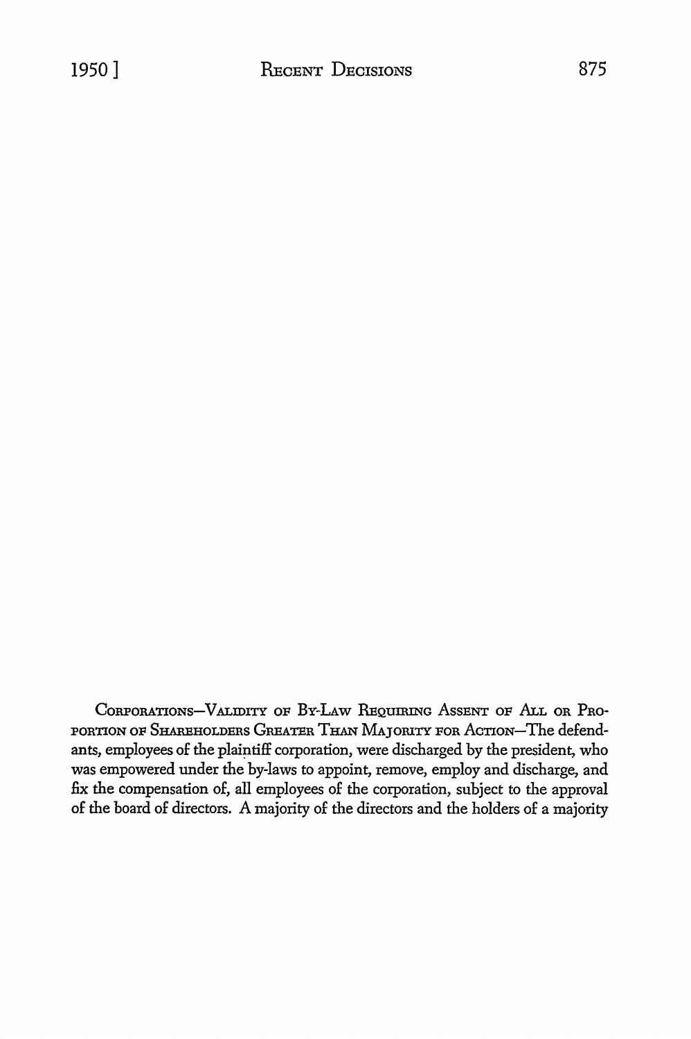CORPORATIONS—VALIDITY OF BY-LAW REQUIRING ASSENT OF ALL OR PROPORTION OF SHAREHOLDERS GREATER THAN MAJORITY FOR ACTION—The defendants, employees of the plaintiff corporation, were discharged by the president, who was empowered under the by-laws to appoint, remove, employ and discharge, and fix the compensation of, all employees of the corporation, subject to the approval of the board of directors. A majority of the directors and the holders of a majority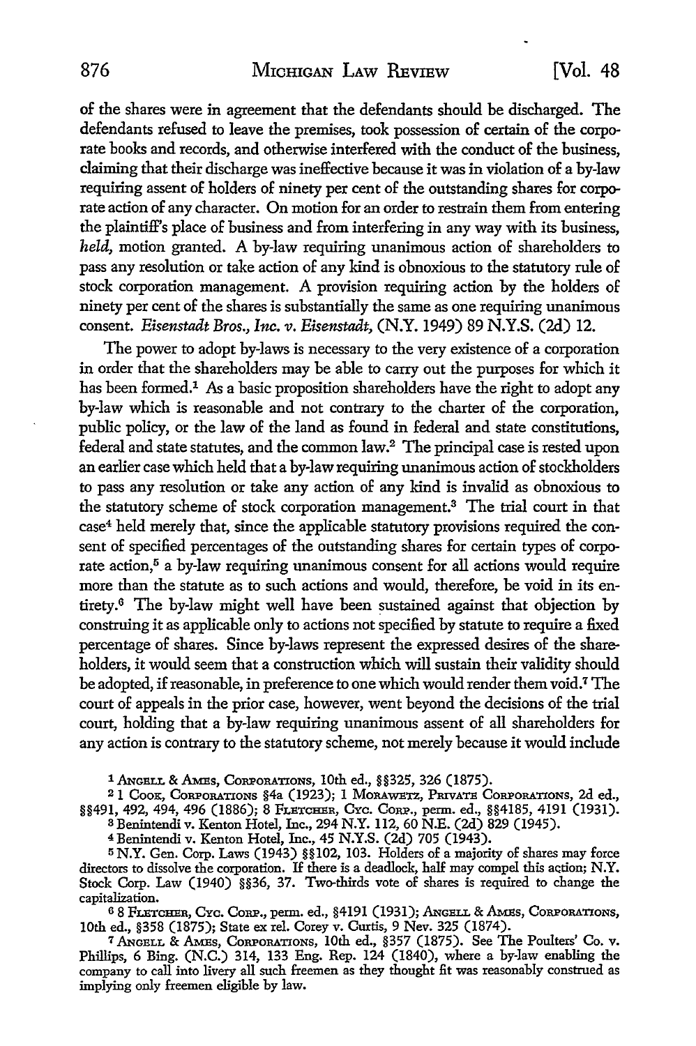of the shares were in agreement that the defendants should be discharged. The defendants refused to leave the premises, took possession of certain of the corporate books and records, and otherwise interfered with the conduct of the business, claiming that their discharge was ineffective because it was in violation of a by-law requiring assent of holders of ninety per cent of the outstanding shares for corporate action of any character. On motion for an order to restrain them from entering the plaintiff's place of business and from interfering in any way with its business, *held,* motion granted. A by-law requiring unanimous action of shareholders to pass any resolution or take action of any kind is obnoxious to the statutory rule of stock corporation management. A provision requiring action by the holders of ninety per cent of the shares is substantially the same as one requiring unanimous consent. *Eisenstadt Bros., Inc. v. Eisenstadt,* (N.Y. 1949) 89 N.Y.S. (2d) 12.

The power to adopt by-laws is necessary to the very existence of a corporation in order that the shareholders may be able to carry out the purposes for which it has been formed.[1] As a basic proposition shareholders have the right to adopt any by-law which is reasonable and not contrary to the charter of the corporation, public policy, or the law of the land as found in federal and state constitutions, federal and state statutes, and the common law.[2] The principal case is rested upon an earlier case which held that a by-law requiring unanimous action of stockholders to pass any resolution or take any action of any kind is invalid as obnoxious to the statutory scheme of stock corporation management.[3] The trial court in that case[4] held merely that, since the applicable statutory provisions required the consent of specified percentages of the outstanding shares for certain types of corporate action,[5] a by-law requiring unanimous consent for all actions would require more than the statute as to such actions and would, therefore, be void in its entirety.[6] The by-law might well have been sustained against that objection by construing it as applicable only to actions not specified by statute to require a fixed percentage of shares. Since by-laws represent the expressed desires of the shareholders, it would seem that a construction which will sustain their validity should be adopted, if reasonable, in preference to one which would render them void.[7] The court of appeals in the prior case, however, went beyond the decisions of the trial court, holding that a by-law requiring unanimous assent of all shareholders for any action is contrary to the statutory scheme, not merely because it would include

---

[1] ANGELL & AMES, CORPORATIONS, 10th ed., §§325, 326 (1875).

[2] 1 COOK, CORPORATIONS §4a (1923); 1 MORAWETZ, PRIVATE CORPORATIONS, 2d ed., §§491, 492, 494, 496 (1886); 8 FLETCHER, CYC. CORP., perm. ed., §§4185, 4191 (1931).

[3] Benintendi v. Kenton Hotel, Inc., 294 N.Y. 112, 60 N.E. (2d) 829 (1945).

[4] Benintendi v. Kenton Hotel, Inc., 45 N.Y.S. (2d) 705 (1943).

[5] N.Y. Gen. Corp. Laws (1943) §§102, 103. Holders of a majority of shares may force directors to dissolve the corporation. If there is a deadlock, half may compel this action; N.Y. Stock Corp. Law (1940) §§36, 37. Two-thirds vote of shares is required to change the capitalization.

[6] 8 FLETCHER, CYC. CORP., perm. ed., §4191 (1931); ANGELL & AMES, CORPORATIONS, 10th ed., §358 (1875); State ex rel. Corey v. Curtis, 9 Nev. 325 (1874).

[7] ANGELL & AMES, CORPORATIONS, 10th ed., §357 (1875). See The Poulters' Co. v. Phillips, 6 Bing. (N.C.) 314, 133 Eng. Rep. 124 (1840), where a by-law enabling the company to call into livery all such freemen as they thought fit was reasonably construed as implying only freemen eligible by law.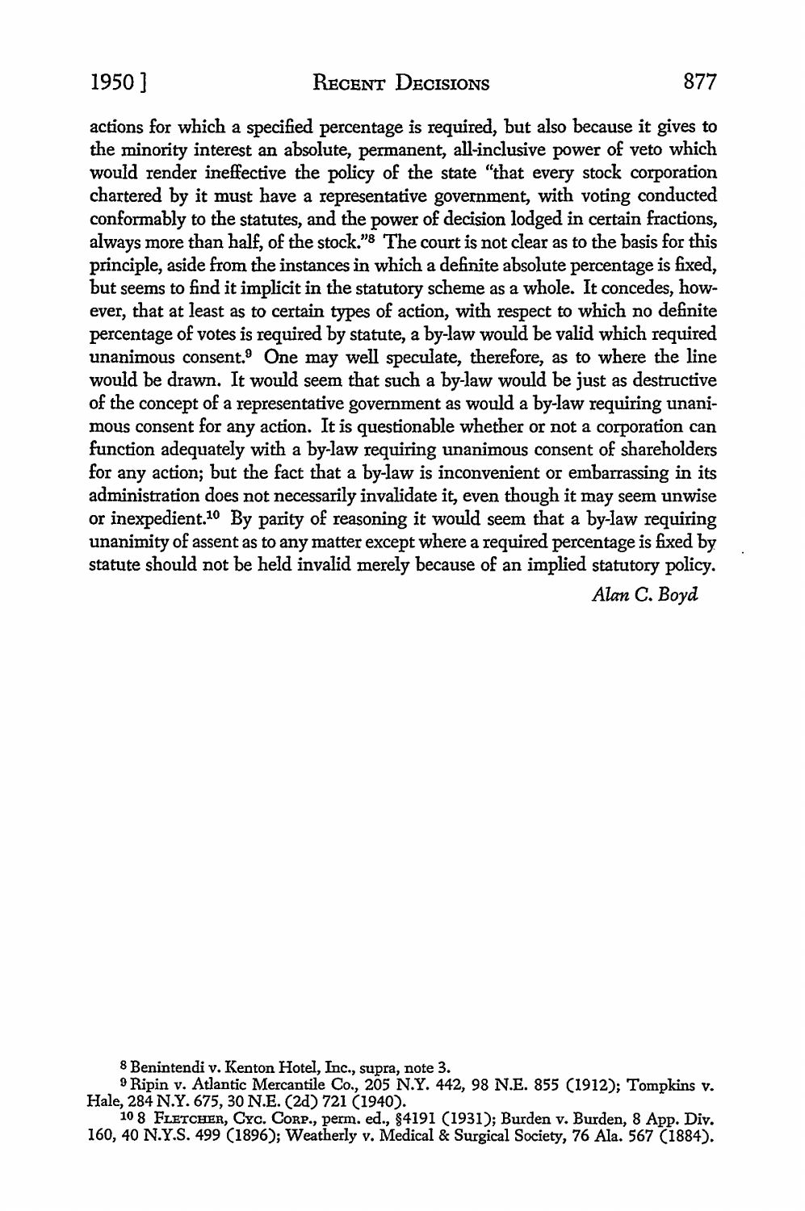actions for which a specified percentage is required, but also because it gives to the minority interest an absolute, permanent, all-inclusive power of veto which would render ineffective the policy of the state "that every stock corporation chartered by it must have a representative government, with voting conducted conformably to the statutes, and the power of decision lodged in certain fractions, always more than half, of the stock."[8] The court is not clear as to the basis for this principle, aside from the instances in which a definite absolute percentage is fixed, but seems to find it implicit in the statutory scheme as a whole. It concedes, however, that at least as to certain types of action, with respect to which no definite percentage of votes is required by statute, a by-law would be valid which required unanimous consent.[9] One may well speculate, therefore, as to where the line would be drawn. It would seem that such a by-law would be just as destructive of the concept of a representative government as would a by-law requiring unanimous consent for any action. It is questionable whether or not a corporation can function adequately with a by-law requiring unanimous consent of shareholders for any action; but the fact that a by-law is inconvenient or embarrassing in its administration does not necessarily invalidate it, even though it may seem unwise or inexpedient.[10] By parity of reasoning it would seem that a by-law requiring unanimity of assent as to any matter except where a required percentage is fixed by statute should not be held invalid merely because of an implied statutory policy.

*Alan C. Boyd*

---

[8] Benintendi v. Kenton Hotel, Inc., supra, note 3.

[9] Ripin v. Atlantic Mercantile Co., 205 N.Y. 442, 98 N.E. 855 (1912); Tompkins v. Hale, 284 N.Y. 675, 30 N.E. (2d) 721 (1940).

[10] 8 FLETCHER, CYC. CORP., perm. ed., §4191 (1931); Burden v. Burden, 8 App. Div. 160, 40 N.Y.S. 499 (1896); Weatherly v. Medical & Surgical Society, 76 Ala. 567 (1884).